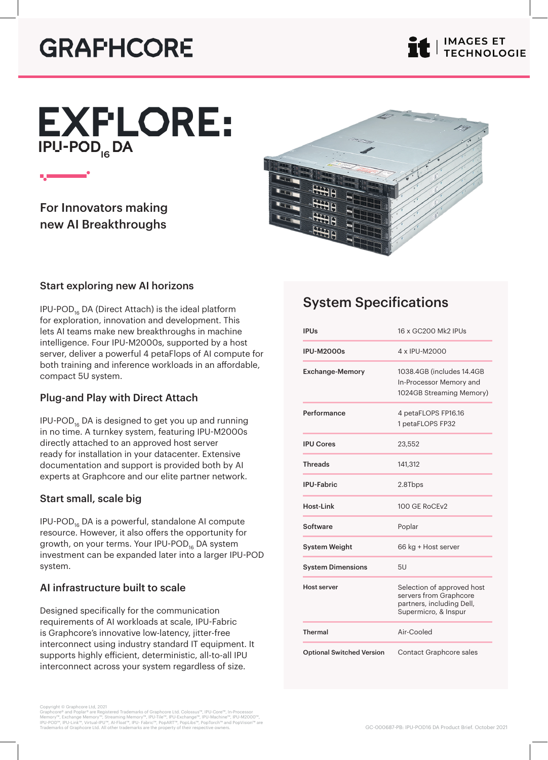GRAPHCORE

IMAGES ET TECHNOLOGIE

# EXPLORE: IPU-POD$_{16}$ DA

For Innovators making new AI Breakthroughs

## Start exploring new AI horizons

IPU-POD$_{16}$ DA (Direct Attach) is the ideal platform for exploration, innovation and development. This lets AI teams make new breakthroughs in machine intelligence. Four IPU-M2000s, supported by a host server, deliver a powerful 4 petaFlops of AI compute for both training and inference workloads in an affordable, compact 5U system.

## Plug-and Play with Direct Attach

IPU-POD$_{16}$ DA is designed to get you up and running in no time. A turnkey system, featuring IPU-M2000s directly attached to an approved host server ready for installation in your datacenter. Extensive documentation and support is provided both by AI experts at Graphcore and our elite partner network.

## Start small, scale big

IPU-POD$_{16}$ DA is a powerful, standalone AI compute resource. However, it also offers the opportunity for growth, on your terms. Your IPU-POD$_{16}$ DA system investment can be expanded later into a larger IPU-POD system.

## AI infrastructure built to scale

Designed specifically for the communication requirements of AI workloads at scale, IPU-Fabric is Graphcore's innovative low-latency, jitter-free interconnect using industry standard IT equipment. It supports highly efficient, deterministic, all-to-all IPU interconnect across your system regardless of size.

## System Specifications

| | |
|---|---|
| **IPUs** | 16 x GC200 Mk2 IPUs |
| **IPU-M2000s** | 4 x IPU-M2000 |
| **Exchange-Memory** | 1038.4GB (includes 14.4GB In-Processor Memory and 1024GB Streaming Memory) |
| **Performance** | 4 petaFLOPS FP16.16<br>1 petaFLOPS FP32 |
| **IPU Cores** | 23,552 |
| **Threads** | 141,312 |
| **IPU-Fabric** | 2.8Tbps |
| **Host-Link** | 100 GE RoCEv2 |
| **Software** | Poplar |
| **System Weight** | 66 kg + Host server |
| **System Dimensions** | 5U |
| **Host server** | Selection of approved host servers from Graphcore partners, including Dell, Supermicro, & Inspur |
| **Thermal** | Air-Cooled |
| **Optional Switched Version** | Contact Graphcore sales |

Copyright © Graphcore Ltd, 2021
Graphcore® and Poplar® are Registered Trademarks of Graphcore Ltd. Colossus™, IPU-Core™, In-Processor Memory™, Exchange Memory™, Streaming Memory™, IPU-Tile™, IPU-Exchange™, IPU-Machine™, IPU-M2000™, IPU-POD™, IPU-Link™, Virtual-IPU™, AI-Float™, IPU- Fabric™, PopART™, PopLibs™, PopTorch™ and PopVision™ are Trademarks of Graphcore Ltd. All other trademarks are the property of their respective owners.

GC-000687-PB: IPU-POD16 DA Product Brief. October 2021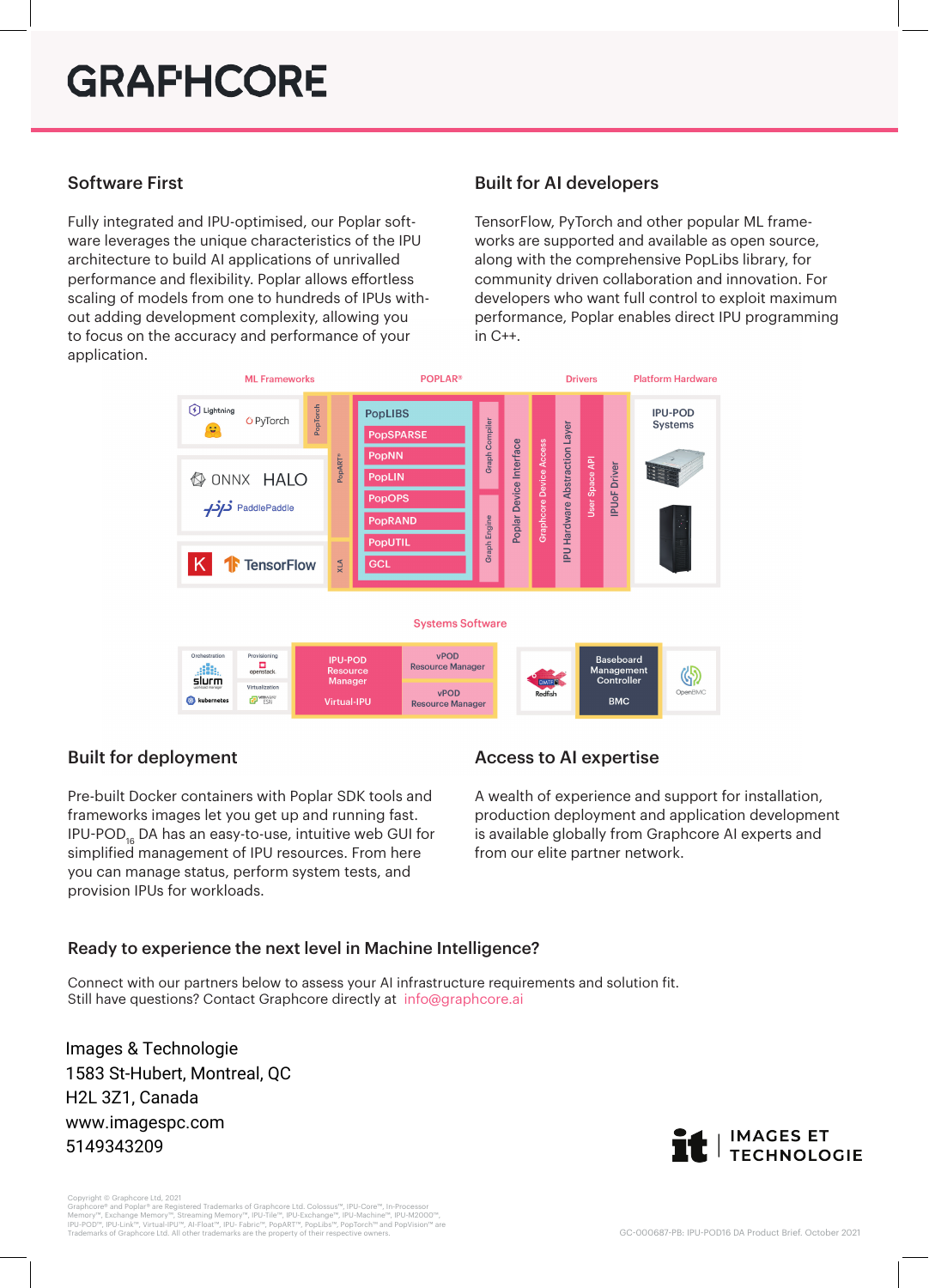# GRAPHCORE

## Software First

Fully integrated and IPU-optimised, our Poplar software leverages the unique characteristics of the IPU architecture to build AI applications of unrivalled performance and flexibility. Poplar allows effortless scaling of models from one to hundreds of IPUs without adding development complexity, allowing you to focus on the accuracy and performance of your application.

## Built for AI developers

TensorFlow, PyTorch and other popular ML frameworks are supported and available as open source, along with the comprehensive PopLibs library, for community driven collaboration and innovation. For developers who want full control to exploit maximum performance, Poplar enables direct IPU programming in C++.

ML Frameworks
POPLAR®
Drivers
Platform Hardware

Lightning
PyTorch
PopTorch
ONNX
HALO
PaddlePaddle
PopART®
TensorFlow
XLA
PopLIBS
PopSPARSE
PopNN
PopLIN
PopOPS
PopRAND
PopUTIL
GCL
Graph Compiler
Graph Engine
Poplar Device Interface
Graphcore Device Access
IPU Hardware Abstraction Layer
User Space API
IPUoF Driver
IPU-POD Systems

Systems Software

Orchestration
slurm
kubernetes
Provisioning
openstack
Virtualization
vmware ESXi
IPU-POD Resource Manager
Virtual-IPU
vPOD Resource Manager
vPOD Resource Manager
DMTF Redfish
Baseboard Management Controller
BMC
OpenBMC

## Built for deployment

Pre-built Docker containers with Poplar SDK tools and frameworks images let you get up and running fast. IPU-POD$_{16}$ DA has an easy-to-use, intuitive web GUI for simplified management of IPU resources. From here you can manage status, perform system tests, and provision IPUs for workloads.

## Access to AI expertise

A wealth of experience and support for installation, production deployment and application development is available globally from Graphcore AI experts and from our elite partner network.

## Ready to experience the next level in Machine Intelligence?

Connect with our partners below to assess your AI infrastructure requirements and solution fit.
Still have questions? Contact Graphcore directly at info@graphcore.ai

Images & Technologie
1583 St-Hubert, Montreal, QC
H2L 3Z1, Canada
www.imagespc.com
5149343209

IMAGES ET TECHNOLOGIE

Copyright © Graphcore Ltd, 2021
Graphcore® and Poplar® are Registered Trademarks of Graphcore Ltd. Colossus™, IPU-Core™, In-Processor Memory™, Exchange Memory™, Streaming Memory™, IPU-Tile™, IPU-Exchange™, IPU-Machine™, IPU-M2000™, IPU-POD™, IPU-Link™, Virtual-IPU™, AI-Float™, IPU- Fabric™, PopART™, PopLibs™, PopTorch™ and PopVision™ are Trademarks of Graphcore Ltd. All other trademarks are the property of their respective owners.

GC-000687-PB: IPU-POD16 DA Product Brief. October 2021